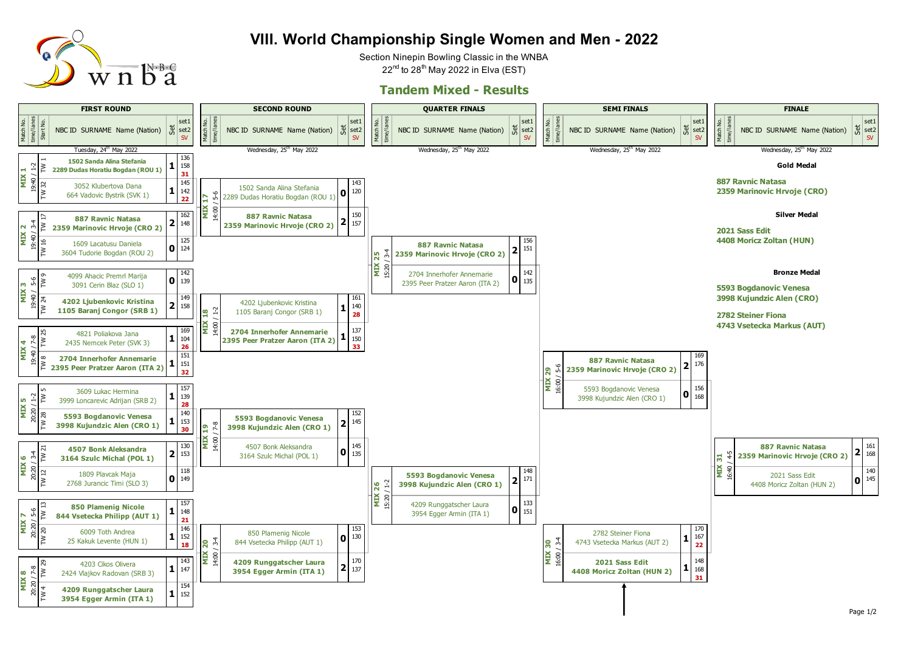# VIII. World Championship Single Women and Men - 2022

Section Ninepin Bowling Classic in the WNBA

22nd to 28th May 2022 in Elva (EST)

## Tandem Mixed - Results

### FIRST ROUND

Tuesday, 24th May 2022

| Match No. | time/lanes | Start No. | NBC ID SURNAME Name (Nation) | Set | set1 | set2 | SV |
|---|---|---|---|---|---|---|---|
| MIX 1 | 19:40 / 1-2 | TW 1 | **1502 Sanda Alina Stefania / 2289 Dudas Horatiu Bogdan (ROU 1)** | 1 | 136 | 158 | 31 |
| | | TW 32 | 3052 Klubertova Dana / 664 Vadovic Bystrik (SVK 1) | 1 | 145 | 142 | 22 |
| MIX 2 | 19:40 / 3-4 | TW 17 | **887 Ravnic Natasa / 2359 Marinovic Hrvoje (CRO 2)** | 2 | 162 | 148 | |
| | | TW 16 | 1609 Lacatusu Daniela / 3604 Tudorie Bogdan (ROU 2) | 0 | 125 | 124 | |
| MIX 3 | 19:40 / 5-6 | TW 9 | 4099 Ahacic Premrl Marija / 3091 Cerin Blaz (SLO 1) | 0 | 142 | 139 | |
| | | TW 24 | **4202 Ljubenkovic Kristina / 1105 Baranj Congor (SRB 1)** | 2 | 149 | 158 | |
| MIX 4 | 19:40 / 7-8 | TW 25 | 4821 Poliakova Jana / 2435 Nemcek Peter (SVK 3) | 1 | 169 | 104 | 26 |
| | | TW 8 | **2704 Innerhofer Annemarie / 2395 Peer Pratzer Aaron (ITA 2)** | 1 | 151 | 151 | 32 |
| MIX 5 | 20:20 / 1-2 | TW 5 | 3609 Lukac Hermina / 3999 Loncarevic Adrijan (SRB 2) | 1 | 157 | 139 | 28 |
| | | TW 28 | **5593 Bogdanovic Venesa / 3998 Kujundzic Alen (CRO 1)** | 1 | 140 | 153 | 30 |
| MIX 6 | 20:20 / 3-4 | TW 21 | **4507 Bonk Aleksandra / 3164 Szulc Michal (POL 1)** | 2 | 130 | 153 | |
| | | TW 12 | 1809 Plavcak Maja / 2768 Jurancic Timi (SLO 3) | 0 | 118 | 149 | |
| MIX 7 | 20:20 / 5-6 | TW 13 | **850 Plamenig Nicole / 844 Vsetecka Philipp (AUT 1)** | 1 | 157 | 148 | 21 |
| | | TW 20 | 6009 Toth Andrea / 25 Kakuk Levente (HUN 1) | 1 | 146 | 152 | 18 |
| MIX 8 | 20:20 / 7-8 | TW 29 | 4203 Cikos Olivera / 2424 Vlajkov Radovan (SRB 3) | 1 | 143 | 147 | |
| | | TW 4 | **4209 Runggatscher Laura / 3954 Egger Armin (ITA 1)** | 1 | 154 | 152 | |

### SECOND ROUND

Wednesday, 25th May 2022

| Match No. | time/lanes | NBC ID SURNAME Name (Nation) | Set | set1 | set2 | SV |
|---|---|---|---|---|---|---|
| MIX 17 | 14:00 / 5-6 | 1502 Sanda Alina Stefania / 2289 Dudas Horatiu Bogdan (ROU 1) | 0 | 143 | 120 | |
| | | **887 Ravnic Natasa / 2359 Marinovic Hrvoje (CRO 2)** | 2 | 150 | 157 | |
| MIX 18 | 14:00 / 1-2 | 4202 Ljubenkovic Kristina / 1105 Baranj Congor (SRB 1) | 1 | 161 | 140 | 28 |
| | | **2704 Innerhofer Annemarie / 2395 Peer Pratzer Aaron (ITA 2)** | 1 | 137 | 150 | 33 |
| MIX 19 | 14:00 / 7-8 | **5593 Bogdanovic Venesa / 3998 Kujundzic Alen (CRO 1)** | 2 | 152 | 145 | |
| | | 4507 Bonk Aleksandra / 3164 Szulc Michal (POL 1) | 0 | 145 | 135 | |
| MIX 20 | 14:00 / 3-4 | 850 Plamenig Nicole / 844 Vsetecka Philipp (AUT 1) | 0 | 153 | 130 | |
| | | **4209 Runggatscher Laura / 3954 Egger Armin (ITA 1)** | 2 | 170 | 137 | |

### QUARTER FINALS

Wednesday, 25th May 2022

| Match No. | time/lanes | NBC ID SURNAME Name (Nation) | Set | set1 | set2 | SV |
|---|---|---|---|---|---|---|
| MIX 25 | 15:20 / 3-4 | **887 Ravnic Natasa / 2359 Marinovic Hrvoje (CRO 2)** | 2 | 156 | 151 | |
| | | 2704 Innerhofer Annemarie / 2395 Peer Pratzer Aaron (ITA 2) | 0 | 142 | 135 | |
| MIX 26 | 15:20 / 1-2 | **5593 Bogdanovic Venesa / 3998 Kujundzic Alen (CRO 1)** | 2 | 148 | 171 | |
| | | 4209 Runggatscher Laura / 3954 Egger Armin (ITA 1) | 0 | 133 | 151 | |

### SEMI FINALS

Wednesday, 25th May 2022

| Match No. | time/lanes | NBC ID SURNAME Name (Nation) | Set | set1 | set2 | SV |
|---|---|---|---|---|---|---|
| MIX 29 | 16:00 / 5-6 | **887 Ravnic Natasa / 2359 Marinovic Hrvoje (CRO 2)** | 2 | 169 | 176 | |
| | | 5593 Bogdanovic Venesa / 3998 Kujundzic Alen (CRO 1) | 0 | 156 | 168 | |
| MIX 30 | 16:00 / 3-4 | 2782 Steiner Fiona / 4743 Vsetecka Markus (AUT 2) | 1 | 170 | 167 | 22 |
| | | **2021 Sass Edit / 4408 Moricz Zoltan (HUN 2)** | 1 | 148 | 168 | 31 |

### FINALE

Wednesday, 25th May 2022

| Match No. | time/lanes | NBC ID SURNAME Name (Nation) | Set | set1 | set2 | SV |
|---|---|---|---|---|---|---|
| MIX 31 | 16:40 / 4-5 | **887 Ravnic Natasa / 2359 Marinovic Hrvoje (CRO 2)** | 2 | 161 | 168 | |
| | | 2021 Sass Edit / 4408 Moricz Zoltan (HUN 2) | 0 | 140 | 145 | |

**Gold Medal**

887 Ravnic Natasa
2359 Marinovic Hrvoje (CRO)

**Silver Medal**

2021 Sass Edit
4408 Moricz Zoltan (HUN)

**Bronze Medal**

5593 Bogdanovic Venesa
3998 Kujundzic Alen (CRO)

2782 Steiner Fiona
4743 Vsetecka Markus (AUT)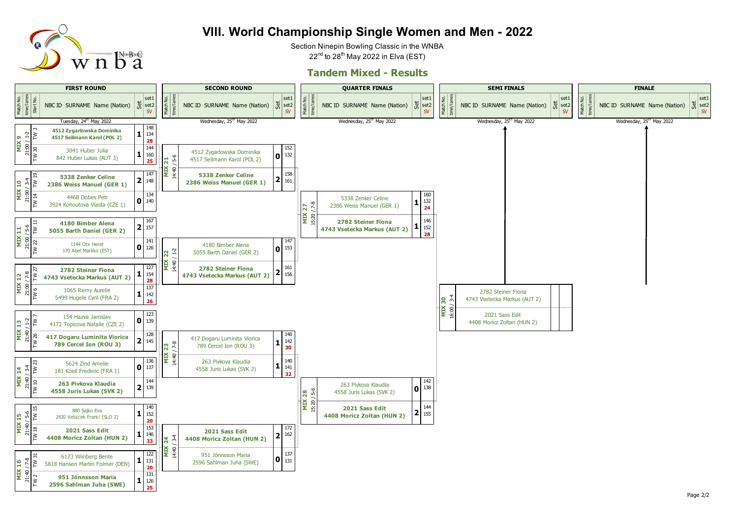# VIII. World Championship Single Women and Men - 2022

Section Ninepin Bowling Classic in the WNBA

22nd to 28th May 2022 in Elva (EST)

## Tandem Mixed - Results

### FIRST ROUND

Tuesday, 24th May 2022

| Match No. | time/lanes | Start No. | NBC ID SURNAME Name (Nation) | Set | set1 | set2 | SV |
|---|---|---|---|---|---|---|---|
| MIX 9 | 21:00 / 1-2 | TW 3 | **4512 Zygarlowska Dominika / 4517 Sellmann Karol (POL 2)** | 1 | 148 | 134 | 28 |
| | | TW 30 | 3041 Huber Julia / 842 Huber Lukas (AUT 3) | 1 | 144 | 160 | 25 |
| MIX 10 | 21:00 / 3-4 | TW 19 | **5338 Zenker Celine / 2386 Weiss Manuel (GER 1)** | 2 | 147 | 148 | |
| | | TW 14 | 4468 Dobes Petr / 3924 Kohoutova Vlasta (CZE 1) | 0 | 134 | 140 | |
| MIX 11 | 21:00 / 5-6 | TW 11 | **4180 Bimber Alena / 5055 Barth Daniel (GER 2)** | 2 | 167 | 157 | |
| | | TW 22 | 1144 Ots Heret / 170 Abel Markko (EST) | 0 | 141 | 126 | |
| MIX 12 | 21:00 / 7-8 | TW 27 | **2782 Steiner Fiona / 4743 Vsetecka Markus (AUT 2)** | 1 | 127 | 154 | 28 |
| | | TW 6 | 1065 Remy Aurelie / 5499 Hugele Cyril (FRA 2) | 1 | 137 | 142 | 26 |
| MIX 13 | 21:40 / 1-2 | TW 7 | 154 Hazva Jaroslav / 4172 Topicova Natalie (CZE 2) | 0 | 123 | 139 | |
| | | TW 26 | **417 Dogaru Luminita Viorica / 789 Cercel Ion (ROU 3)** | 2 | 128 | 145 | |
| MIX 14 | 21:40 / 3-4 | TW 23 | 5624 Zind Amelie / 181 Koell Frederic (FRA 1) | 0 | 136 | 137 | |
| | | TW 10 | **263 Pivkova Klaudia / 4558 Juris Lukas (SVK 2)** | 2 | 144 | 139 | |
| MIX 15 | 21:40 / 5-6 | TW 15 | 880 Sajko Eva / 2420 Veliscek Franci (SLO 2) | 1 | 140 | 152 | 20 |
| | | TW 18 | **2021 Sass Edit / 4408 Moricz Zoltan (HUN 2)** | 1 | 153 | 146 | 33 |
| MIX 16 | 21:40 / 7-8 | TW 31 | 6173 Wiinberg Bente / 5818 Hansen Martin Folmer (DEN) | 1 | 122 | 131 | 20 |
| | | TW 2 | **951 Jönnsson Maria / 2596 Sahlman Juha (SWE)** | 1 | 131 | 126 | 25 |

### SECOND ROUND

Wednesday, 25th May 2022

| Match No. | time/lanes | NBC ID SURNAME Name (Nation) | Set | set1 | set2 | SV |
|---|---|---|---|---|---|---|
| MIX 21 | 14:40 / 5-6 | 4512 Zygarlowska Dominika / 4517 Sellmann Karol (POL 2) | 0 | 152 | 132 | |
| | | **5338 Zenker Celine / 2386 Weiss Manuel (GER 1)** | 2 | 158 | 161 | |
| MIX 22 | 14:40 / 1-2 | 4180 Bimber Alena / 5055 Barth Daniel (GER 2) | 0 | 147 | 153 | |
| | | **2782 Steiner Fiona / 4743 Vsetecka Markus (AUT 2)** | 2 | 161 | 156 | |
| MIX 23 | 14:40 / 7-8 | 417 Dogaru Luminita Viorica / 789 Cercel Ion (ROU 3) | 1 | 140 | 142 | 30 |
| | | 263 Pivkova Klaudia / 4558 Juris Lukas (SVK 2) | 1 | 140 | 141 | 32 |
| MIX 24 | 14:40 / 3-4 | **2021 Sass Edit / 4408 Moricz Zoltan (HUN 2)** | 2 | 172 | 162 | |
| | | 951 Jönnsson Maria / 2596 Sahlman Juha (SWE) | 0 | 137 | 131 | |

### QUARTER FINALS

Wednesday, 25th May 2022

| Match No. | time/lanes | NBC ID SURNAME Name (Nation) | Set | set1 | set2 | SV |
|---|---|---|---|---|---|---|
| MIX 27 | 15:20 / 7-8 | 5338 Zenker Celine / 2386 Weiss Manuel (GER 1) | 1 | 160 | 132 | 24 |
| | | **2782 Steiner Fiona / 4743 Vsetecka Markus (AUT 2)** | 1 | 146 | 152 | 28 |
| MIX 28 | 15:20 / 5-6 | 263 Pivkova Klaudia / 4558 Juris Lukas (SVK 2) | 0 | 142 | 138 | |
| | | **2021 Sass Edit / 4408 Moricz Zoltan (HUN 2)** | 2 | 144 | 155 | |

### SEMI FINALS

Wednesday, 25th May 2022

| Match No. | time/lanes | NBC ID SURNAME Name (Nation) | Set | set1 | set2 | SV |
|---|---|---|---|---|---|---|
| MIX 30 | 16:00 / 3-4 | 2782 Steiner Fiona / 4743 Vsetecka Markus (AUT 2) | | | | |
| | | 2021 Sass Edit / 4408 Moricz Zoltan (HUN 2) | | | | |

### FINALE

Wednesday, 25th May 2022

| Match No. | time/lanes | NBC ID SURNAME Name (Nation) | Set | set1 | set2 | SV |
|---|---|---|---|---|---|---|